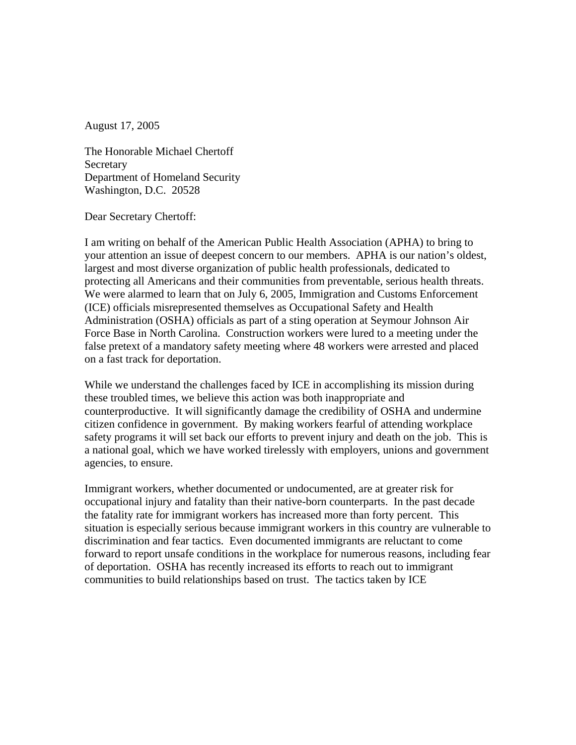August 17, 2005

The Honorable Michael Chertoff
Secretary
Department of Homeland Security
Washington, D.C. 20528

Dear Secretary Chertoff:

I am writing on behalf of the American Public Health Association (APHA) to bring to your attention an issue of deepest concern to our members. APHA is our nation's oldest, largest and most diverse organization of public health professionals, dedicated to protecting all Americans and their communities from preventable, serious health threats. We were alarmed to learn that on July 6, 2005, Immigration and Customs Enforcement (ICE) officials misrepresented themselves as Occupational Safety and Health Administration (OSHA) officials as part of a sting operation at Seymour Johnson Air Force Base in North Carolina. Construction workers were lured to a meeting under the false pretext of a mandatory safety meeting where 48 workers were arrested and placed on a fast track for deportation.

While we understand the challenges faced by ICE in accomplishing its mission during these troubled times, we believe this action was both inappropriate and counterproductive. It will significantly damage the credibility of OSHA and undermine citizen confidence in government. By making workers fearful of attending workplace safety programs it will set back our efforts to prevent injury and death on the job. This is a national goal, which we have worked tirelessly with employers, unions and government agencies, to ensure.

Immigrant workers, whether documented or undocumented, are at greater risk for occupational injury and fatality than their native-born counterparts. In the past decade the fatality rate for immigrant workers has increased more than forty percent. This situation is especially serious because immigrant workers in this country are vulnerable to discrimination and fear tactics. Even documented immigrants are reluctant to come forward to report unsafe conditions in the workplace for numerous reasons, including fear of deportation. OSHA has recently increased its efforts to reach out to immigrant communities to build relationships based on trust. The tactics taken by ICE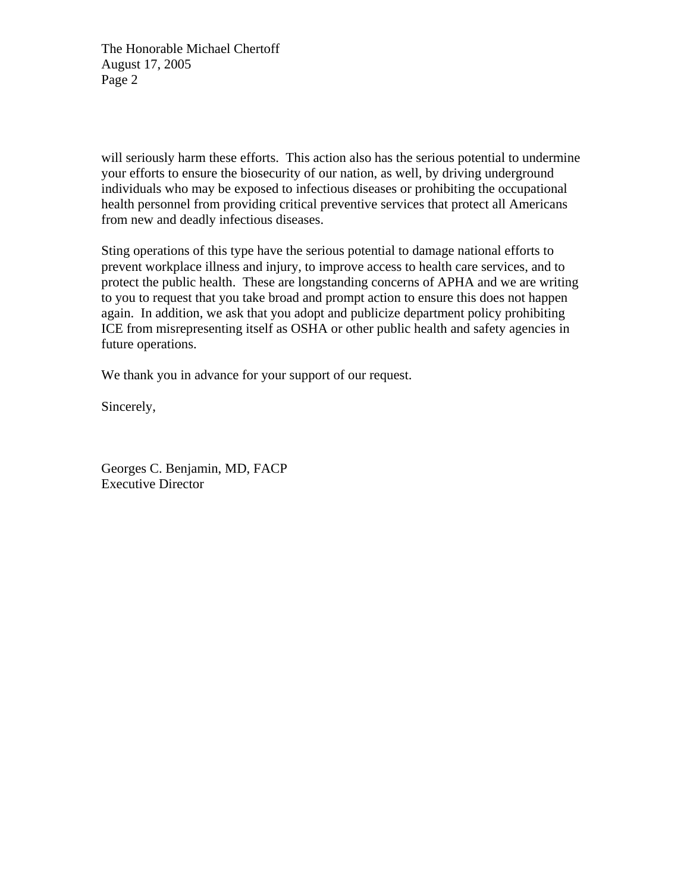will seriously harm these efforts. This action also has the serious potential to undermine your efforts to ensure the biosecurity of our nation, as well, by driving underground individuals who may be exposed to infectious diseases or prohibiting the occupational health personnel from providing critical preventive services that protect all Americans from new and deadly infectious diseases.

Sting operations of this type have the serious potential to damage national efforts to prevent workplace illness and injury, to improve access to health care services, and to protect the public health. These are longstanding concerns of APHA and we are writing to you to request that you take broad and prompt action to ensure this does not happen again. In addition, we ask that you adopt and publicize department policy prohibiting ICE from misrepresenting itself as OSHA or other public health and safety agencies in future operations.

We thank you in advance for your support of our request.

Sincerely,

Georges C. Benjamin, MD, FACP
Executive Director